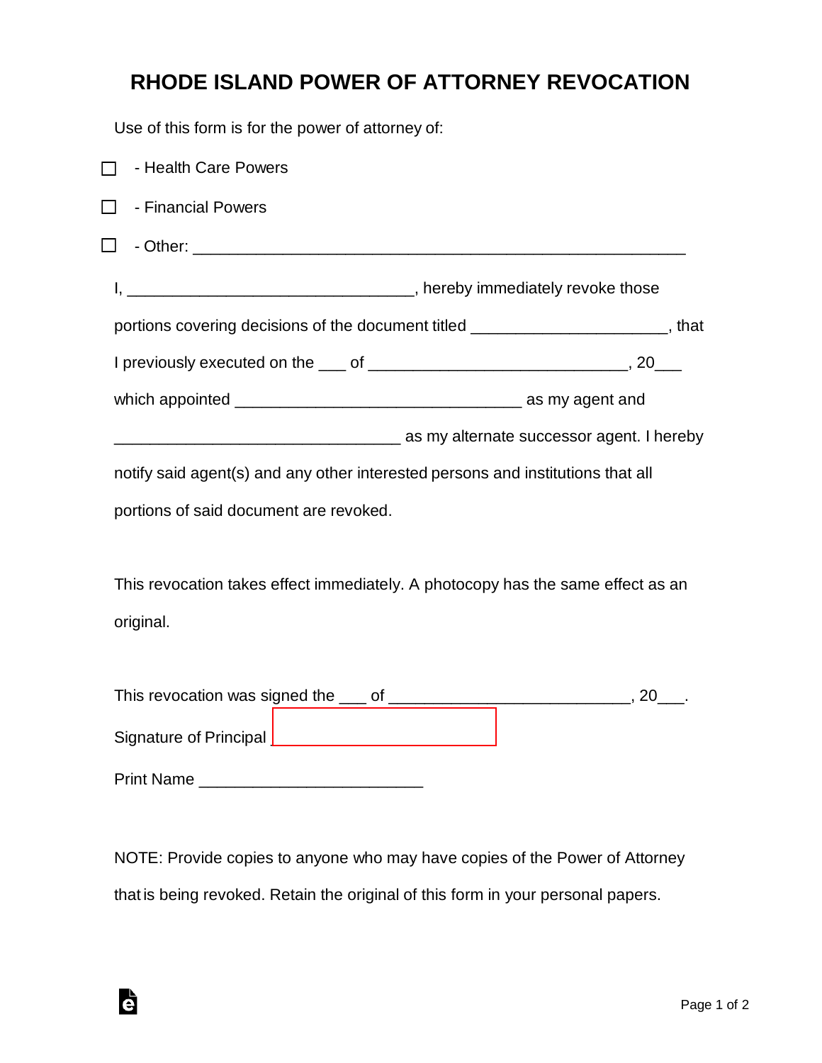# RHODE ISLAND POWER OF ATTORNEY REVOCATION

Use of this form is for the power of attorney of:

☐ - Health Care Powers

☐ - Financial Powers

☐ - Other: _______________________________________________________

I, ________________________________, hereby immediately revoke those portions covering decisions of the document titled _____________________, that I previously executed on the ___ of _____________________________, 20___ which appointed ________________________________ as my agent and ________________________________ as my alternate successor agent. I hereby notify said agent(s) and any other interested persons and institutions that all portions of said document are revoked.

This revocation takes effect immediately. A photocopy has the same effect as an original.

This revocation was signed the ___ of ___________________________, 20___.

Signature of Principal _________________________

Print Name _________________________

NOTE: Provide copies to anyone who may have copies of the Power of Attorney that is being revoked. Retain the original of this form in your personal papers.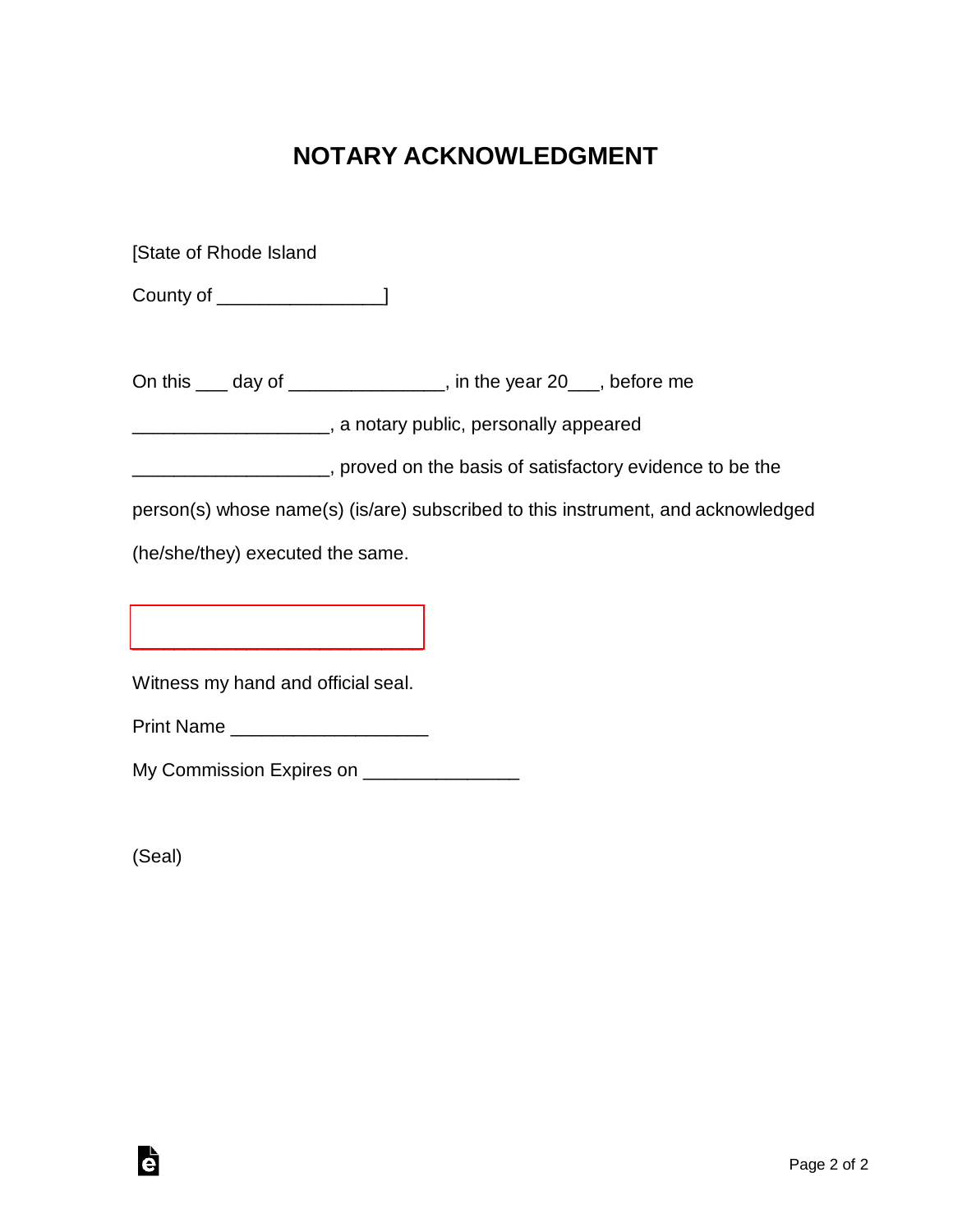# NOTARY ACKNOWLEDGMENT

[State of Rhode Island

County of ________________]

On this ___ day of _______________, in the year 20___, before me

___________________, a notary public, personally appeared

___________________, proved on the basis of satisfactory evidence to be the

person(s) whose name(s) (is/are) subscribed to this instrument, and acknowledged

(he/she/they) executed the same.

____________________________

Witness my hand and official seal.

Print Name ___________________

My Commission Expires on _______________

(Seal)